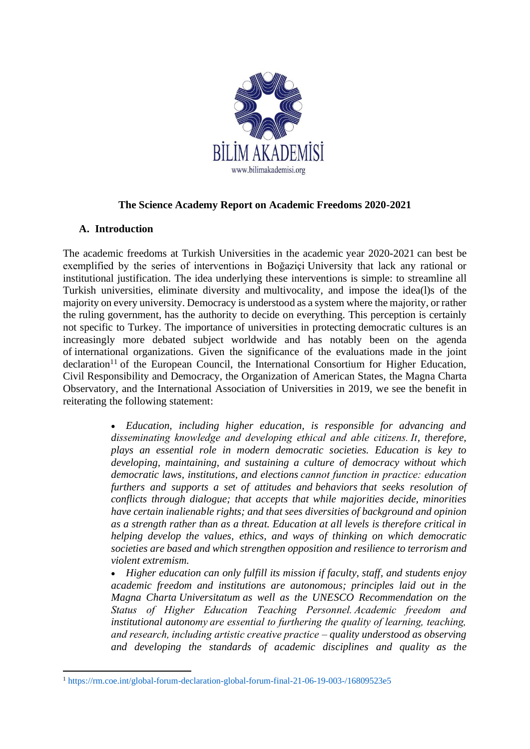BİLİM AKADEMİSİ
www.bilimakademisi.org

# The Science Academy Report on Academic Freedoms 2020-2021

## A. Introduction

The academic freedoms at Turkish Universities in the academic year 2020-2021 can best be exemplified by the series of interventions in Boğaziçi University that lack any rational or institutional justification. The idea underlying these interventions is simple: to streamline all Turkish universities, eliminate diversity and multivocality, and impose the idea(l)s of the majority on every university. Democracy is understood as a system where the majority, or rather the ruling government, has the authority to decide on everything. This perception is certainly not specific to Turkey. The importance of universities in protecting democratic cultures is an increasingly more debated subject worldwide and has notably been on the agenda of international organizations. Given the significance of the evaluations made in the joint declaration[11] of the European Council, the International Consortium for Higher Education, Civil Responsibility and Democracy, the Organization of American States, the Magna Charta Observatory, and the International Association of Universities in 2019, we see the benefit in reiterating the following statement:

- *Education, including higher education, is responsible for advancing and disseminating knowledge and developing ethical and able citizens. It, therefore, plays an essential role in modern democratic societies. Education is key to developing, maintaining, and sustaining a culture of democracy without which democratic laws, institutions, and elections cannot function in practice: education furthers and supports a set of attitudes and behaviors that seeks resolution of conflicts through dialogue; that accepts that while majorities decide, minorities have certain inalienable rights; and that sees diversities of background and opinion as a strength rather than as a threat. Education at all levels is therefore critical in helping develop the values, ethics, and ways of thinking on which democratic societies are based and which strengthen opposition and resilience to terrorism and violent extremism.*
- *Higher education can only fulfill its mission if faculty, staff, and students enjoy academic freedom and institutions are autonomous; principles laid out in the Magna Charta Universitatum as well as the UNESCO Recommendation on the Status of Higher Education Teaching Personnel. Academic freedom and institutional autonomy are essential to furthering the quality of learning, teaching, and research, including artistic creative practice – quality understood as observing and developing the standards of academic disciplines and quality as the*

[1] https://rm.coe.int/global-forum-declaration-global-forum-final-21-06-19-003-/16809523e5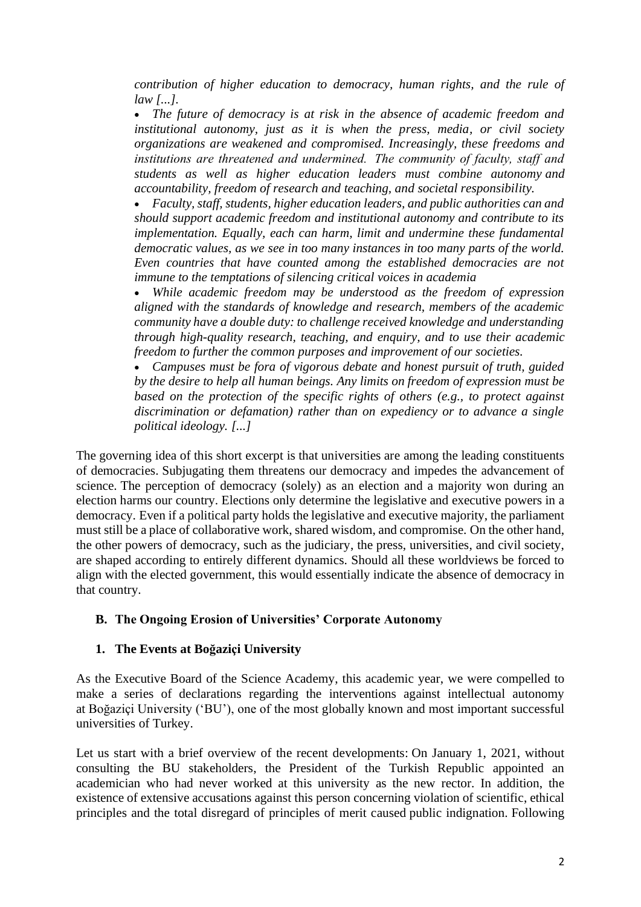*contribution of higher education to democracy, human rights, and the rule of law [...].*

- *The future of democracy is at risk in the absence of academic freedom and institutional autonomy, just as it is when the press, media, or civil society organizations are weakened and compromised. Increasingly, these freedoms and institutions are threatened and undermined. The community of faculty, staff and students as well as higher education leaders must combine autonomy and accountability, freedom of research and teaching, and societal responsibility.*
- *Faculty, staff, students, higher education leaders, and public authorities can and should support academic freedom and institutional autonomy and contribute to its implementation. Equally, each can harm, limit and undermine these fundamental democratic values, as we see in too many instances in too many parts of the world. Even countries that have counted among the established democracies are not immune to the temptations of silencing critical voices in academia*
- *While academic freedom may be understood as the freedom of expression aligned with the standards of knowledge and research, members of the academic community have a double duty: to challenge received knowledge and understanding through high-quality research, teaching, and enquiry, and to use their academic freedom to further the common purposes and improvement of our societies.*
- *Campuses must be fora of vigorous debate and honest pursuit of truth, guided by the desire to help all human beings. Any limits on freedom of expression must be based on the protection of the specific rights of others (e.g., to protect against discrimination or defamation) rather than on expediency or to advance a single political ideology. [...]*

The governing idea of this short excerpt is that universities are among the leading constituents of democracies. Subjugating them threatens our democracy and impedes the advancement of science. The perception of democracy (solely) as an election and a majority won during an election harms our country. Elections only determine the legislative and executive powers in a democracy. Even if a political party holds the legislative and executive majority, the parliament must still be a place of collaborative work, shared wisdom, and compromise. On the other hand, the other powers of democracy, such as the judiciary, the press, universities, and civil society, are shaped according to entirely different dynamics. Should all these worldviews be forced to align with the elected government, this would essentially indicate the absence of democracy in that country.

## B. The Ongoing Erosion of Universities' Corporate Autonomy

### 1. The Events at Boğaziçi University

As the Executive Board of the Science Academy, this academic year, we were compelled to make a series of declarations regarding the interventions against intellectual autonomy at Boğaziçi University ('BU'), one of the most globally known and most important successful universities of Turkey.

Let us start with a brief overview of the recent developments: On January 1, 2021, without consulting the BU stakeholders, the President of the Turkish Republic appointed an academician who had never worked at this university as the new rector. In addition, the existence of extensive accusations against this person concerning violation of scientific, ethical principles and the total disregard of principles of merit caused public indignation. Following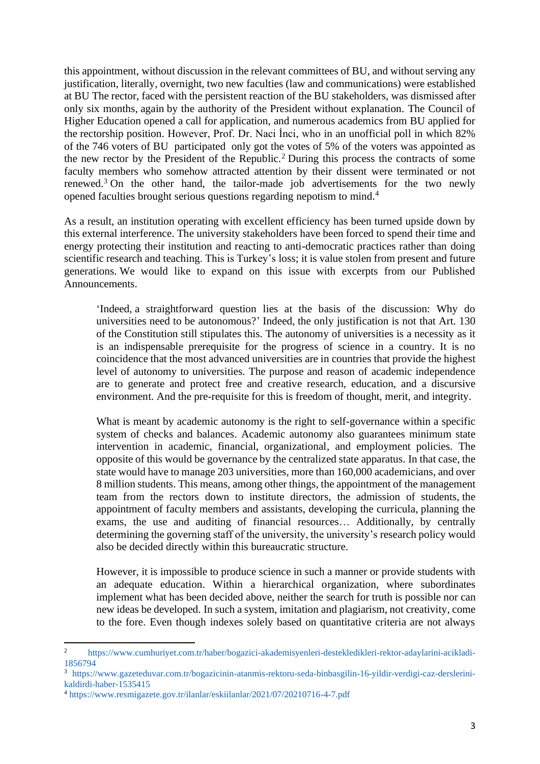this appointment, without discussion in the relevant committees of BU, and without serving any justification, literally, overnight, two new faculties (law and communications) were established at BU The rector, faced with the persistent reaction of the BU stakeholders, was dismissed after only six months, again by the authority of the President without explanation. The Council of Higher Education opened a call for application, and numerous academics from BU applied for the rectorship position. However, Prof. Dr. Naci İnci, who in an unofficial poll in which 82% of the 746 voters of BU participated only got the votes of 5% of the voters was appointed as the new rector by the President of the Republic.[2] During this process the contracts of some faculty members who somehow attracted attention by their dissent were terminated or not renewed.[3] On the other hand, the tailor-made job advertisements for the two newly opened faculties brought serious questions regarding nepotism to mind.[4]

As a result, an institution operating with excellent efficiency has been turned upside down by this external interference. The university stakeholders have been forced to spend their time and energy protecting their institution and reacting to anti-democratic practices rather than doing scientific research and teaching. This is Turkey's loss; it is value stolen from present and future generations. We would like to expand on this issue with excerpts from our Published Announcements.

> 'Indeed, a straightforward question lies at the basis of the discussion: Why do universities need to be autonomous?' Indeed, the only justification is not that Art. 130 of the Constitution still stipulates this. The autonomy of universities is a necessity as it is an indispensable prerequisite for the progress of science in a country. It is no coincidence that the most advanced universities are in countries that provide the highest level of autonomy to universities. The purpose and reason of academic independence are to generate and protect free and creative research, education, and a discursive environment. And the pre-requisite for this is freedom of thought, merit, and integrity.
>
> What is meant by academic autonomy is the right to self-governance within a specific system of checks and balances. Academic autonomy also guarantees minimum state intervention in academic, financial, organizational, and employment policies. The opposite of this would be governance by the centralized state apparatus. In that case, the state would have to manage 203 universities, more than 160,000 academicians, and over 8 million students. This means, among other things, the appointment of the management team from the rectors down to institute directors, the admission of students, the appointment of faculty members and assistants, developing the curricula, planning the exams, the use and auditing of financial resources… Additionally, by centrally determining the governing staff of the university, the university's research policy would also be decided directly within this bureaucratic structure.
>
> However, it is impossible to produce science in such a manner or provide students with an adequate education. Within a hierarchical organization, where subordinates implement what has been decided above, neither the search for truth is possible nor can new ideas be developed. In such a system, imitation and plagiarism, not creativity, come to the fore. Even though indexes solely based on quantitative criteria are not always

---

[2] https://www.cumhuriyet.com.tr/haber/bogazici-akademisyenleri-destekledikleri-rektor-adaylarini-acikladi-1856794

[3] https://www.gazeteduvar.com.tr/bogazicinin-atanmis-rektoru-seda-binbasgilin-16-yildir-verdigi-caz-derslerini-kaldirdi-haber-1535415

[4] https://www.resmigazete.gov.tr/ilanlar/eskiilanlar/2021/07/20210716-4-7.pdf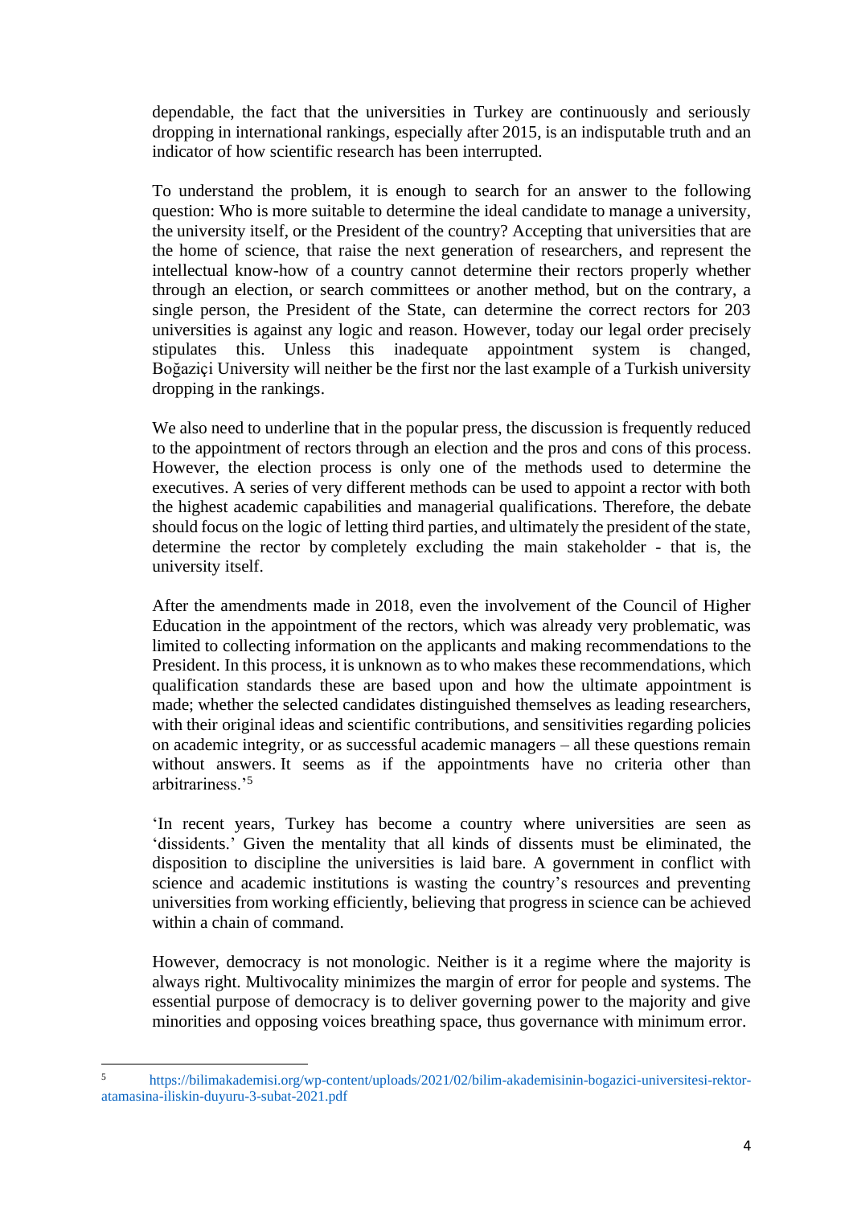dependable, the fact that the universities in Turkey are continuously and seriously dropping in international rankings, especially after 2015, is an indisputable truth and an indicator of how scientific research has been interrupted.

To understand the problem, it is enough to search for an answer to the following question: Who is more suitable to determine the ideal candidate to manage a university, the university itself, or the President of the country? Accepting that universities that are the home of science, that raise the next generation of researchers, and represent the intellectual know-how of a country cannot determine their rectors properly whether through an election, or search committees or another method, but on the contrary, a single person, the President of the State, can determine the correct rectors for 203 universities is against any logic and reason. However, today our legal order precisely stipulates this. Unless this inadequate appointment system is changed, Boğaziçi University will neither be the first nor the last example of a Turkish university dropping in the rankings.

We also need to underline that in the popular press, the discussion is frequently reduced to the appointment of rectors through an election and the pros and cons of this process. However, the election process is only one of the methods used to determine the executives. A series of very different methods can be used to appoint a rector with both the highest academic capabilities and managerial qualifications. Therefore, the debate should focus on the logic of letting third parties, and ultimately the president of the state, determine the rector by completely excluding the main stakeholder - that is, the university itself.

After the amendments made in 2018, even the involvement of the Council of Higher Education in the appointment of the rectors, which was already very problematic, was limited to collecting information on the applicants and making recommendations to the President. In this process, it is unknown as to who makes these recommendations, which qualification standards these are based upon and how the ultimate appointment is made; whether the selected candidates distinguished themselves as leading researchers, with their original ideas and scientific contributions, and sensitivities regarding policies on academic integrity, or as successful academic managers – all these questions remain without answers. It seems as if the appointments have no criteria other than arbitrariness.'[5]

'In recent years, Turkey has become a country where universities are seen as 'dissidents.' Given the mentality that all kinds of dissents must be eliminated, the disposition to discipline the universities is laid bare. A government in conflict with science and academic institutions is wasting the country's resources and preventing universities from working efficiently, believing that progress in science can be achieved within a chain of command.

However, democracy is not monologic. Neither is it a regime where the majority is always right. Multivocality minimizes the margin of error for people and systems. The essential purpose of democracy is to deliver governing power to the majority and give minorities and opposing voices breathing space, thus governance with minimum error.

---

[5] https://bilimakademisi.org/wp-content/uploads/2021/02/bilim-akademisinin-bogazici-universitesi-rektor-atamasina-iliskin-duyuru-3-subat-2021.pdf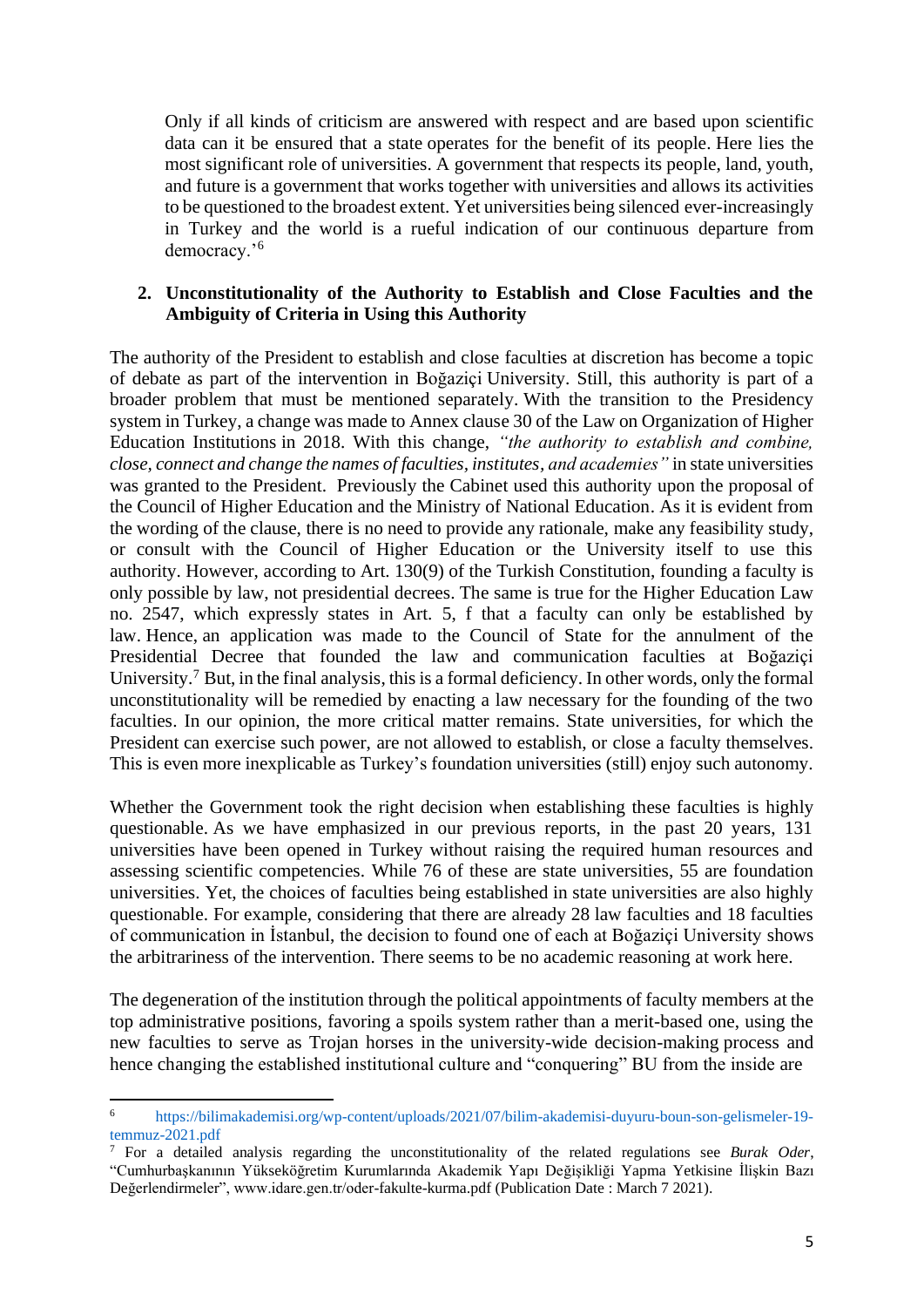Only if all kinds of criticism are answered with respect and are based upon scientific data can it be ensured that a state operates for the benefit of its people. Here lies the most significant role of universities. A government that respects its people, land, youth, and future is a government that works together with universities and allows its activities to be questioned to the broadest extent. Yet universities being silenced ever-increasingly in Turkey and the world is a rueful indication of our continuous departure from democracy.'[6]

## 2. Unconstitutionality of the Authority to Establish and Close Faculties and the Ambiguity of Criteria in Using this Authority

The authority of the President to establish and close faculties at discretion has become a topic of debate as part of the intervention in Boğaziçi University. Still, this authority is part of a broader problem that must be mentioned separately. With the transition to the Presidency system in Turkey, a change was made to Annex clause 30 of the Law on Organization of Higher Education Institutions in 2018. With this change, *"the authority to establish and combine, close, connect and change the names of faculties, institutes, and academies"* in state universities was granted to the President. Previously the Cabinet used this authority upon the proposal of the Council of Higher Education and the Ministry of National Education. As it is evident from the wording of the clause, there is no need to provide any rationale, make any feasibility study, or consult with the Council of Higher Education or the University itself to use this authority. However, according to Art. 130(9) of the Turkish Constitution, founding a faculty is only possible by law, not presidential decrees. The same is true for the Higher Education Law no. 2547, which expressly states in Art. 5, f that a faculty can only be established by law. Hence, an application was made to the Council of State for the annulment of the Presidential Decree that founded the law and communication faculties at Boğaziçi University.[7] But, in the final analysis, this is a formal deficiency. In other words, only the formal unconstitutionality will be remedied by enacting a law necessary for the founding of the two faculties. In our opinion, the more critical matter remains. State universities, for which the President can exercise such power, are not allowed to establish, or close a faculty themselves. This is even more inexplicable as Turkey's foundation universities (still) enjoy such autonomy.

Whether the Government took the right decision when establishing these faculties is highly questionable. As we have emphasized in our previous reports, in the past 20 years, 131 universities have been opened in Turkey without raising the required human resources and assessing scientific competencies. While 76 of these are state universities, 55 are foundation universities. Yet, the choices of faculties being established in state universities are also highly questionable. For example, considering that there are already 28 law faculties and 18 faculties of communication in İstanbul, the decision to found one of each at Boğaziçi University shows the arbitrariness of the intervention. There seems to be no academic reasoning at work here.

The degeneration of the institution through the political appointments of faculty members at the top administrative positions, favoring a spoils system rather than a merit-based one, using the new faculties to serve as Trojan horses in the university-wide decision-making process and hence changing the established institutional culture and "conquering" BU from the inside are

---

[6] https://bilimakademisi.org/wp-content/uploads/2021/07/bilim-akademisi-duyuru-boun-son-gelismeler-19-temmuz-2021.pdf

[7] For a detailed analysis regarding the unconstitutionality of the related regulations see *Burak Oder*, "Cumhurbaşkanının Yükseköğretim Kurumlarında Akademik Yapı Değişikliği Yapma Yetkisine İlişkin Bazı Değerlendirmeler", www.idare.gen.tr/oder-fakulte-kurma.pdf (Publication Date : March 7 2021).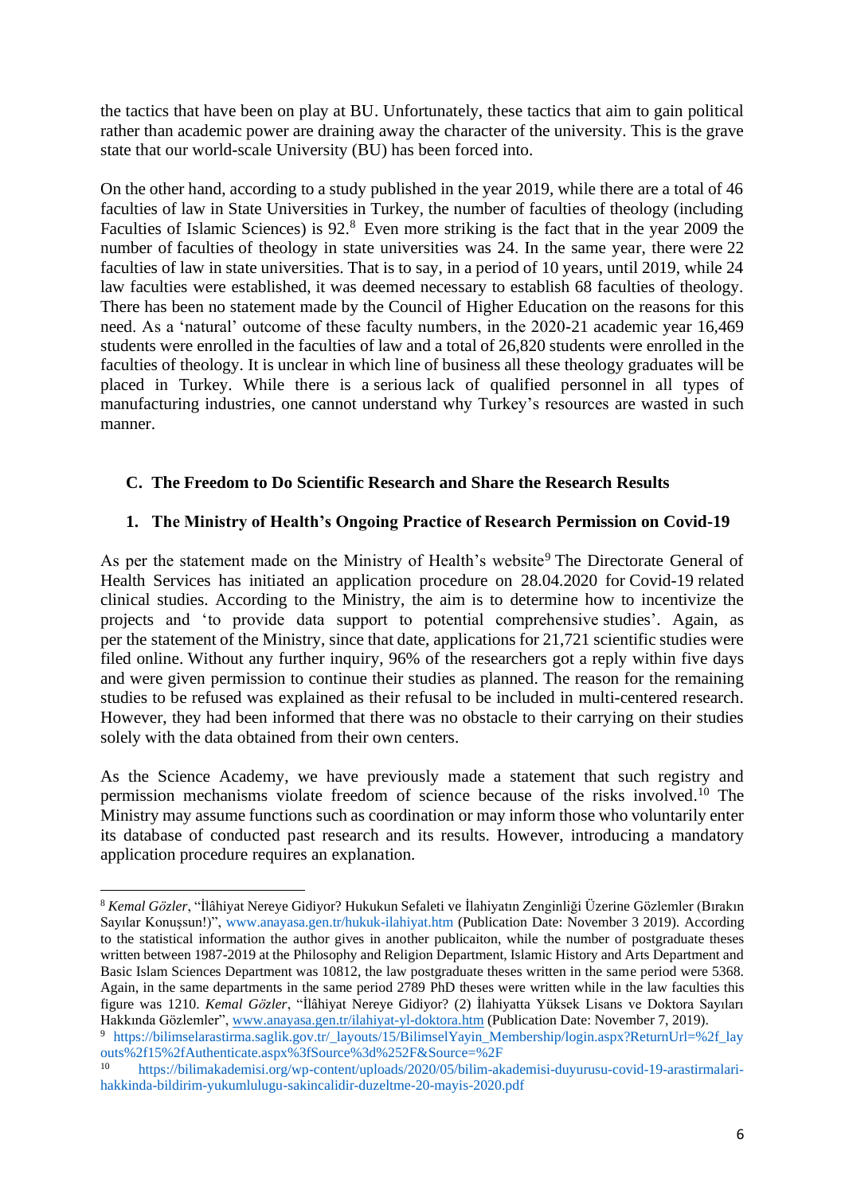the tactics that have been on play at BU. Unfortunately, these tactics that aim to gain political rather than academic power are draining away the character of the university. This is the grave state that our world-scale University (BU) has been forced into.

On the other hand, according to a study published in the year 2019, while there are a total of 46 faculties of law in State Universities in Turkey, the number of faculties of theology (including Faculties of Islamic Sciences) is 92.[8] Even more striking is the fact that in the year 2009 the number of faculties of theology in state universities was 24. In the same year, there were 22 faculties of law in state universities. That is to say, in a period of 10 years, until 2019, while 24 law faculties were established, it was deemed necessary to establish 68 faculties of theology. There has been no statement made by the Council of Higher Education on the reasons for this need. As a 'natural' outcome of these faculty numbers, in the 2020-21 academic year 16,469 students were enrolled in the faculties of law and a total of 26,820 students were enrolled in the faculties of theology. It is unclear in which line of business all these theology graduates will be placed in Turkey. While there is a serious lack of qualified personnel in all types of manufacturing industries, one cannot understand why Turkey's resources are wasted in such manner.

### C. The Freedom to Do Scientific Research and Share the Research Results

#### 1. The Ministry of Health's Ongoing Practice of Research Permission on Covid-19

As per the statement made on the Ministry of Health's website[9] The Directorate General of Health Services has initiated an application procedure on 28.04.2020 for Covid-19 related clinical studies. According to the Ministry, the aim is to determine how to incentivize the projects and 'to provide data support to potential comprehensive studies'. Again, as per the statement of the Ministry, since that date, applications for 21,721 scientific studies were filed online. Without any further inquiry, 96% of the researchers got a reply within five days and were given permission to continue their studies as planned. The reason for the remaining studies to be refused was explained as their refusal to be included in multi-centered research. However, they had been informed that there was no obstacle to their carrying on their studies solely with the data obtained from their own centers.

As the Science Academy, we have previously made a statement that such registry and permission mechanisms violate freedom of science because of the risks involved.[10] The Ministry may assume functions such as coordination or may inform those who voluntarily enter its database of conducted past research and its results. However, introducing a mandatory application procedure requires an explanation.

---

[8] *Kemal Gözler*, "İlâhiyat Nereye Gidiyor? Hukukun Sefaleti ve İlahiyatın Zenginliği Üzerine Gözlemler (Bırakın Sayılar Konuşsun!)", www.anayasa.gen.tr/hukuk-ilahiyat.htm (Publication Date: November 3 2019). According to the statistical information the author gives in another publicaiton, while the number of postgraduate theses written between 1987-2019 at the Philosophy and Religion Department, Islamic History and Arts Department and Basic Islam Sciences Department was 10812, the law postgraduate theses written in the same period were 5368. Again, in the same departments in the same period 2789 PhD theses were written while in the law faculties this figure was 1210. *Kemal Gözler*, "İlâhiyat Nereye Gidiyor? (2) İlahiyatta Yüksek Lisans ve Doktora Sayıları Hakkında Gözlemler", www.anayasa.gen.tr/ilahiyat-yl-doktora.htm (Publication Date: November 7, 2019).

[9] https://bilimselarastirma.saglik.gov.tr/_layouts/15/BilimselYayin_Membership/login.aspx?ReturnUrl=%2f_layouts%2f15%2fAuthenticate.aspx%3fSource%3d%252F&Source=%2F

[10] https://bilimakademisi.org/wp-content/uploads/2020/05/bilim-akademisi-duyurusu-covid-19-arastirmalari-hakkinda-bildirim-yukumlulugu-sakincalidir-duzeltme-20-mayis-2020.pdf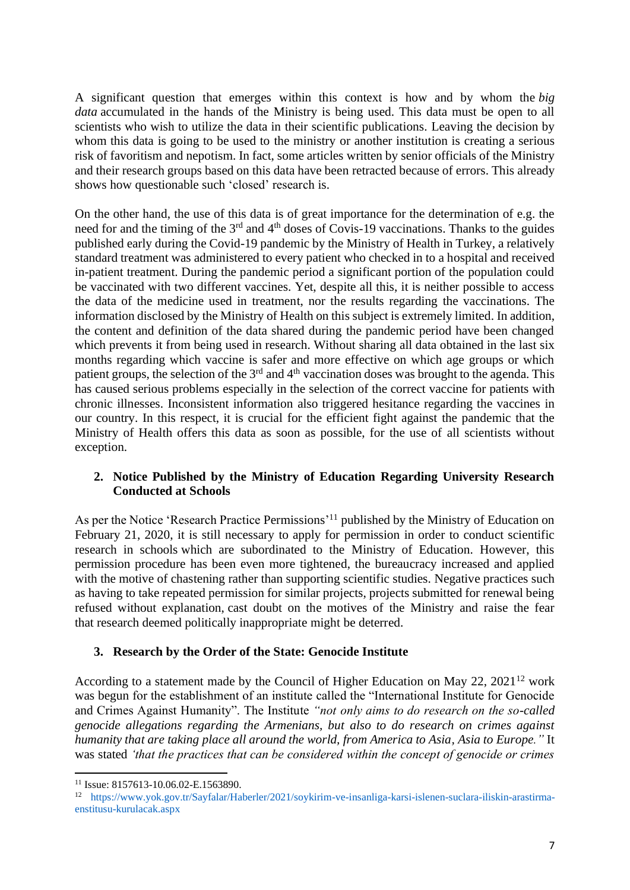A significant question that emerges within this context is how and by whom the *big data* accumulated in the hands of the Ministry is being used. This data must be open to all scientists who wish to utilize the data in their scientific publications. Leaving the decision by whom this data is going to be used to the ministry or another institution is creating a serious risk of favoritism and nepotism. In fact, some articles written by senior officials of the Ministry and their research groups based on this data have been retracted because of errors. This already shows how questionable such 'closed' research is.

On the other hand, the use of this data is of great importance for the determination of e.g. the need for and the timing of the 3rd and 4th doses of Covis-19 vaccinations. Thanks to the guides published early during the Covid-19 pandemic by the Ministry of Health in Turkey, a relatively standard treatment was administered to every patient who checked in to a hospital and received in-patient treatment. During the pandemic period a significant portion of the population could be vaccinated with two different vaccines. Yet, despite all this, it is neither possible to access the data of the medicine used in treatment, nor the results regarding the vaccinations. The information disclosed by the Ministry of Health on this subject is extremely limited. In addition, the content and definition of the data shared during the pandemic period have been changed which prevents it from being used in research. Without sharing all data obtained in the last six months regarding which vaccine is safer and more effective on which age groups or which patient groups, the selection of the 3rd and 4th vaccination doses was brought to the agenda. This has caused serious problems especially in the selection of the correct vaccine for patients with chronic illnesses. Inconsistent information also triggered hesitance regarding the vaccines in our country. In this respect, it is crucial for the efficient fight against the pandemic that the Ministry of Health offers this data as soon as possible, for the use of all scientists without exception.

## 2. Notice Published by the Ministry of Education Regarding University Research Conducted at Schools

As per the Notice 'Research Practice Permissions'[11] published by the Ministry of Education on February 21, 2020, it is still necessary to apply for permission in order to conduct scientific research in schools which are subordinated to the Ministry of Education. However, this permission procedure has been even more tightened, the bureaucracy increased and applied with the motive of chastening rather than supporting scientific studies. Negative practices such as having to take repeated permission for similar projects, projects submitted for renewal being refused without explanation, cast doubt on the motives of the Ministry and raise the fear that research deemed politically inappropriate might be deterred.

## 3. Research by the Order of the State: Genocide Institute

According to a statement made by the Council of Higher Education on May 22, 2021[12] work was begun for the establishment of an institute called the "International Institute for Genocide and Crimes Against Humanity". The Institute *"not only aims to do research on the so-called genocide allegations regarding the Armenians, but also to do research on crimes against humanity that are taking place all around the world, from America to Asia, Asia to Europe."* It was stated *'that the practices that can be considered within the concept of genocide or crimes*

---

[11] Issue: 8157613-10.06.02-E.1563890.

[12] https://www.yok.gov.tr/Sayfalar/Haberler/2021/soykirim-ve-insanliga-karsi-islenen-suclara-iliskin-arastirma-enstitusu-kurulacak.aspx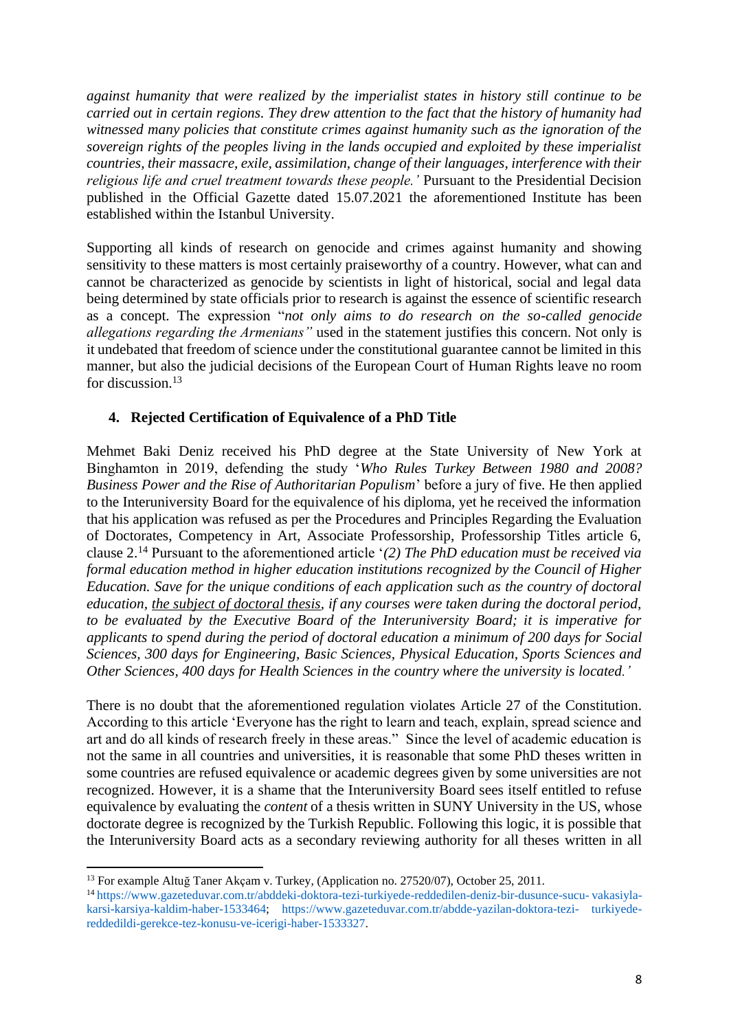*against humanity that were realized by the imperialist states in history still continue to be carried out in certain regions. They drew attention to the fact that the history of humanity had witnessed many policies that constitute crimes against humanity such as the ignoration of the sovereign rights of the peoples living in the lands occupied and exploited by these imperialist countries, their massacre, exile, assimilation, change of their languages, interference with their religious life and cruel treatment towards these people.'* Pursuant to the Presidential Decision published in the Official Gazette dated 15.07.2021 the aforementioned Institute has been established within the Istanbul University.

Supporting all kinds of research on genocide and crimes against humanity and showing sensitivity to these matters is most certainly praiseworthy of a country. However, what can and cannot be characterized as genocide by scientists in light of historical, social and legal data being determined by state officials prior to research is against the essence of scientific research as a concept. The expression "*not only aims to do research on the so-called genocide allegations regarding the Armenians"* used in the statement justifies this concern. Not only is it undebated that freedom of science under the constitutional guarantee cannot be limited in this manner, but also the judicial decisions of the European Court of Human Rights leave no room for discussion.[13]

### 4. Rejected Certification of Equivalence of a PhD Title

Mehmet Baki Deniz received his PhD degree at the State University of New York at Binghamton in 2019, defending the study '*Who Rules Turkey Between 1980 and 2008? Business Power and the Rise of Authoritarian Populism*' before a jury of five. He then applied to the Interuniversity Board for the equivalence of his diploma, yet he received the information that his application was refused as per the Procedures and Principles Regarding the Evaluation of Doctorates, Competency in Art, Associate Professorship, Professorship Titles article 6, clause 2.[14] Pursuant to the aforementioned article '*(2) The PhD education must be received via formal education method in higher education institutions recognized by the Council of Higher Education. Save for the unique conditions of each application such as the country of doctoral education, <u>the subject of doctoral thesis</u>, if any courses were taken during the doctoral period, to be evaluated by the Executive Board of the Interuniversity Board; it is imperative for applicants to spend during the period of doctoral education a minimum of 200 days for Social Sciences, 300 days for Engineering, Basic Sciences, Physical Education, Sports Sciences and Other Sciences, 400 days for Health Sciences in the country where the university is located.'*

There is no doubt that the aforementioned regulation violates Article 27 of the Constitution. According to this article 'Everyone has the right to learn and teach, explain, spread science and art and do all kinds of research freely in these areas." Since the level of academic education is not the same in all countries and universities, it is reasonable that some PhD theses written in some countries are refused equivalence or academic degrees given by some universities are not recognized. However, it is a shame that the Interuniversity Board sees itself entitled to refuse equivalence by evaluating the *content* of a thesis written in SUNY University in the US, whose doctorate degree is recognized by the Turkish Republic. Following this logic, it is possible that the Interuniversity Board acts as a secondary reviewing authority for all theses written in all

---

[13] For example Altuğ Taner Akçam v. Turkey, (Application no. 27520/07), October 25, 2011.

[14] https://www.gazeteduvar.com.tr/abddeki-doktora-tezi-turkiyede-reddedilen-deniz-bir-dusunce-sucu- vakasiyla-karsi-karsiya-kaldim-haber-1533464; https://www.gazeteduvar.com.tr/abdde-yazilan-doktora-tezi- turkiyede-reddedildi-gerekce-tez-konusu-ve-icerigi-haber-1533327.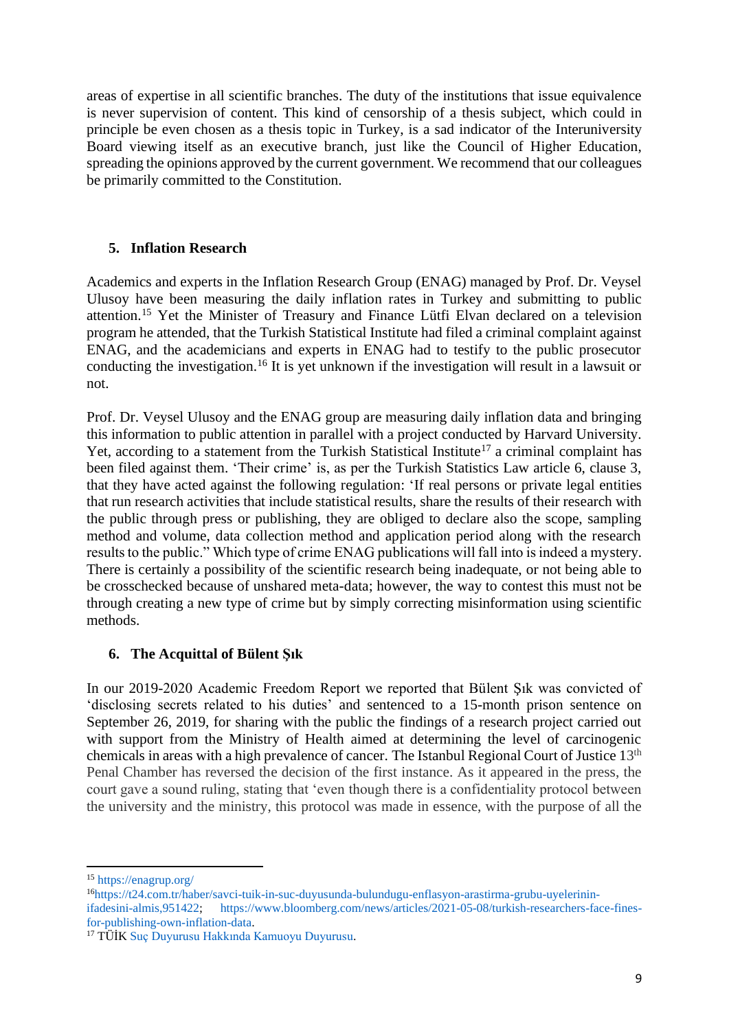areas of expertise in all scientific branches. The duty of the institutions that issue equivalence is never supervision of content. This kind of censorship of a thesis subject, which could in principle be even chosen as a thesis topic in Turkey, is a sad indicator of the Interuniversity Board viewing itself as an executive branch, just like the Council of Higher Education, spreading the opinions approved by the current government. We recommend that our colleagues be primarily committed to the Constitution.

## 5. Inflation Research

Academics and experts in the Inflation Research Group (ENAG) managed by Prof. Dr. Veysel Ulusoy have been measuring the daily inflation rates in Turkey and submitting to public attention.[15] Yet the Minister of Treasury and Finance Lütfi Elvan declared on a television program he attended, that the Turkish Statistical Institute had filed a criminal complaint against ENAG, and the academicians and experts in ENAG had to testify to the public prosecutor conducting the investigation.[16] It is yet unknown if the investigation will result in a lawsuit or not.

Prof. Dr. Veysel Ulusoy and the ENAG group are measuring daily inflation data and bringing this information to public attention in parallel with a project conducted by Harvard University. Yet, according to a statement from the Turkish Statistical Institute[17] a criminal complaint has been filed against them. 'Their crime' is, as per the Turkish Statistics Law article 6, clause 3, that they have acted against the following regulation: 'If real persons or private legal entities that run research activities that include statistical results, share the results of their research with the public through press or publishing, they are obliged to declare also the scope, sampling method and volume, data collection method and application period along with the research results to the public." Which type of crime ENAG publications will fall into is indeed a mystery. There is certainly a possibility of the scientific research being inadequate, or not being able to be crosschecked because of unshared meta-data; however, the way to contest this must not be through creating a new type of crime but by simply correcting misinformation using scientific methods.

## 6. The Acquittal of Bülent Şık

In our 2019-2020 Academic Freedom Report we reported that Bülent Şık was convicted of 'disclosing secrets related to his duties' and sentenced to a 15-month prison sentence on September 26, 2019, for sharing with the public the findings of a research project carried out with support from the Ministry of Health aimed at determining the level of carcinogenic chemicals in areas with a high prevalence of cancer. The Istanbul Regional Court of Justice 13th Penal Chamber has reversed the decision of the first instance. As it appeared in the press, the court gave a sound ruling, stating that 'even though there is a confidentiality protocol between the university and the ministry, this protocol was made in essence, with the purpose of all the

---

[15] https://enagrup.org/

[16] https://t24.com.tr/haber/savci-tuik-in-suc-duyusunda-bulundugu-enflasyon-arastirma-grubu-uyelerinin-ifadesini-almis,951422; https://www.bloomberg.com/news/articles/2021-05-08/turkish-researchers-face-fines-for-publishing-own-inflation-data.

[17] TÜİK Suç Duyurusu Hakkında Kamuoyu Duyurusu.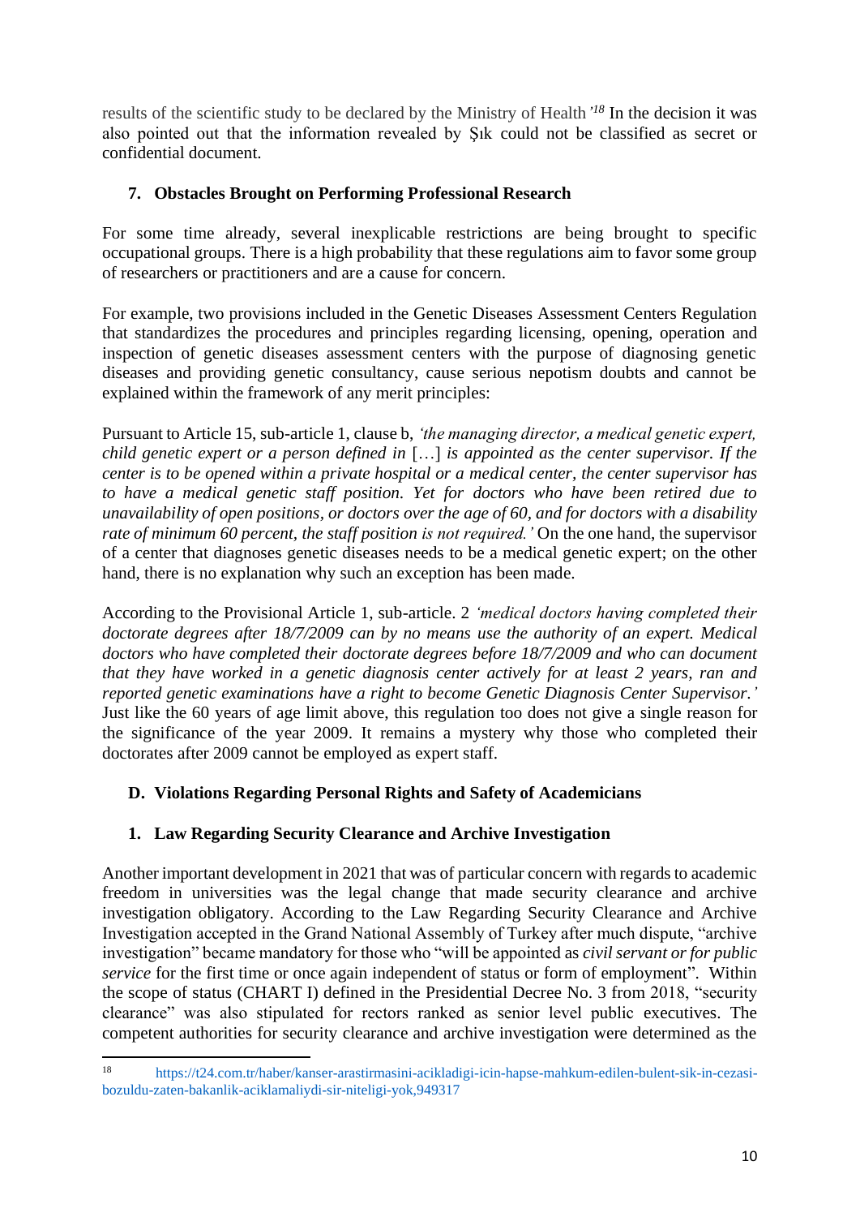results of the scientific study to be declared by the Ministry of Health*'*[18] In the decision it was also pointed out that the information revealed by Şık could not be classified as secret or confidential document.

### 7. Obstacles Brought on Performing Professional Research

For some time already, several inexplicable restrictions are being brought to specific occupational groups. There is a high probability that these regulations aim to favor some group of researchers or practitioners and are a cause for concern.

For example, two provisions included in the Genetic Diseases Assessment Centers Regulation that standardizes the procedures and principles regarding licensing, opening, operation and inspection of genetic diseases assessment centers with the purpose of diagnosing genetic diseases and providing genetic consultancy, cause serious nepotism doubts and cannot be explained within the framework of any merit principles:

Pursuant to Article 15, sub-article 1, clause b, *'the managing director, a medical genetic expert, child genetic expert or a person defined in* […] *is appointed as the center supervisor. If the center is to be opened within a private hospital or a medical center, the center supervisor has to have a medical genetic staff position. Yet for doctors who have been retired due to unavailability of open positions, or doctors over the age of 60, and for doctors with a disability rate of minimum 60 percent, the staff position is not required.'* On the one hand, the supervisor of a center that diagnoses genetic diseases needs to be a medical genetic expert; on the other hand, there is no explanation why such an exception has been made.

According to the Provisional Article 1, sub-article. 2 *'medical doctors having completed their doctorate degrees after 18/7/2009 can by no means use the authority of an expert. Medical doctors who have completed their doctorate degrees before 18/7/2009 and who can document that they have worked in a genetic diagnosis center actively for at least 2 years, ran and reported genetic examinations have a right to become Genetic Diagnosis Center Supervisor.'* Just like the 60 years of age limit above, this regulation too does not give a single reason for the significance of the year 2009. It remains a mystery why those who completed their doctorates after 2009 cannot be employed as expert staff.

## D. Violations Regarding Personal Rights and Safety of Academicians

### 1. Law Regarding Security Clearance and Archive Investigation

Another important development in 2021 that was of particular concern with regards to academic freedom in universities was the legal change that made security clearance and archive investigation obligatory. According to the Law Regarding Security Clearance and Archive Investigation accepted in the Grand National Assembly of Turkey after much dispute, "archive investigation" became mandatory for those who "will be appointed as *civil servant or for public service* for the first time or once again independent of status or form of employment". Within the scope of status (CHART I) defined in the Presidential Decree No. 3 from 2018, "security clearance" was also stipulated for rectors ranked as senior level public executives. The competent authorities for security clearance and archive investigation were determined as the

---

[18] https://t24.com.tr/haber/kanser-arastirmasini-acikladigi-icin-hapse-mahkum-edilen-bulent-sik-in-cezasi-bozuldu-zaten-bakanlik-aciklamaliydi-sir-niteligi-yok,949317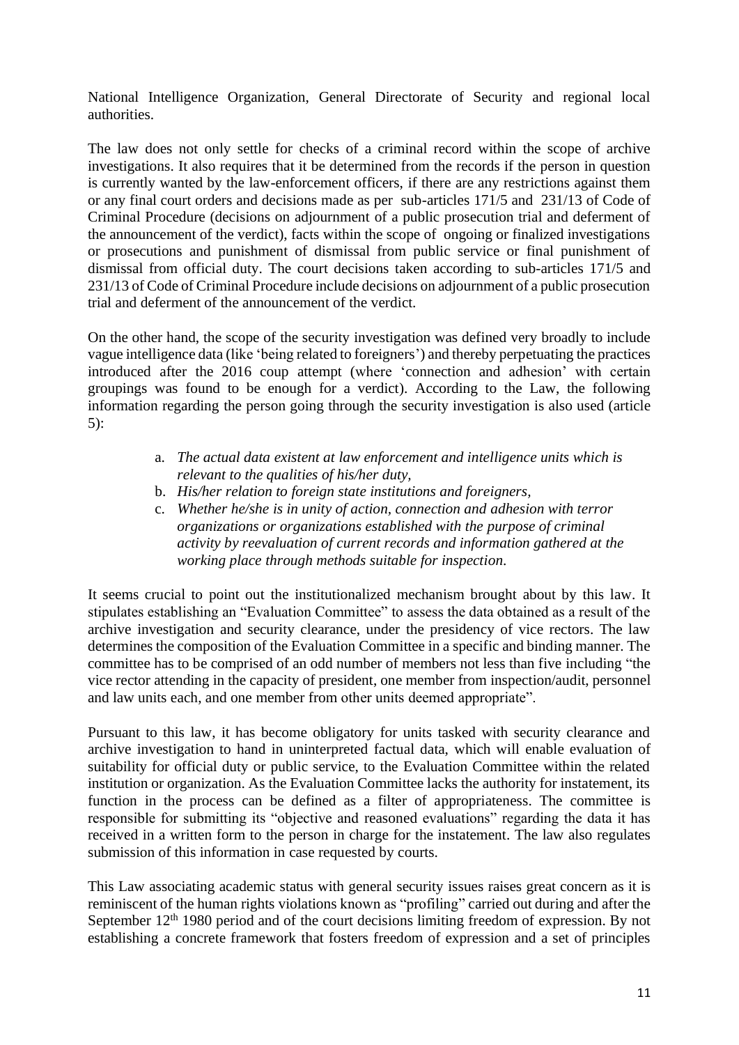National Intelligence Organization, General Directorate of Security and regional local authorities.

The law does not only settle for checks of a criminal record within the scope of archive investigations. It also requires that it be determined from the records if the person in question is currently wanted by the law-enforcement officers, if there are any restrictions against them or any final court orders and decisions made as per sub-articles 171/5 and 231/13 of Code of Criminal Procedure (decisions on adjournment of a public prosecution trial and deferment of the announcement of the verdict), facts within the scope of ongoing or finalized investigations or prosecutions and punishment of dismissal from public service or final punishment of dismissal from official duty. The court decisions taken according to sub-articles 171/5 and 231/13 of Code of Criminal Procedure include decisions on adjournment of a public prosecution trial and deferment of the announcement of the verdict.

On the other hand, the scope of the security investigation was defined very broadly to include vague intelligence data (like 'being related to foreigners') and thereby perpetuating the practices introduced after the 2016 coup attempt (where 'connection and adhesion' with certain groupings was found to be enough for a verdict). According to the Law, the following information regarding the person going through the security investigation is also used (article 5):

a. *The actual data existent at law enforcement and intelligence units which is relevant to the qualities of his/her duty,*
b. *His/her relation to foreign state institutions and foreigners,*
c. *Whether he/she is in unity of action, connection and adhesion with terror organizations or organizations established with the purpose of criminal activity by reevaluation of current records and information gathered at the working place through methods suitable for inspection.*

It seems crucial to point out the institutionalized mechanism brought about by this law. It stipulates establishing an "Evaluation Committee" to assess the data obtained as a result of the archive investigation and security clearance, under the presidency of vice rectors. The law determines the composition of the Evaluation Committee in a specific and binding manner. The committee has to be comprised of an odd number of members not less than five including "the vice rector attending in the capacity of president, one member from inspection/audit, personnel and law units each, and one member from other units deemed appropriate".

Pursuant to this law, it has become obligatory for units tasked with security clearance and archive investigation to hand in uninterpreted factual data, which will enable evaluation of suitability for official duty or public service, to the Evaluation Committee within the related institution or organization. As the Evaluation Committee lacks the authority for instatement, its function in the process can be defined as a filter of appropriateness. The committee is responsible for submitting its "objective and reasoned evaluations" regarding the data it has received in a written form to the person in charge for the instatement. The law also regulates submission of this information in case requested by courts.

This Law associating academic status with general security issues raises great concern as it is reminiscent of the human rights violations known as "profiling" carried out during and after the September 12th 1980 period and of the court decisions limiting freedom of expression. By not establishing a concrete framework that fosters freedom of expression and a set of principles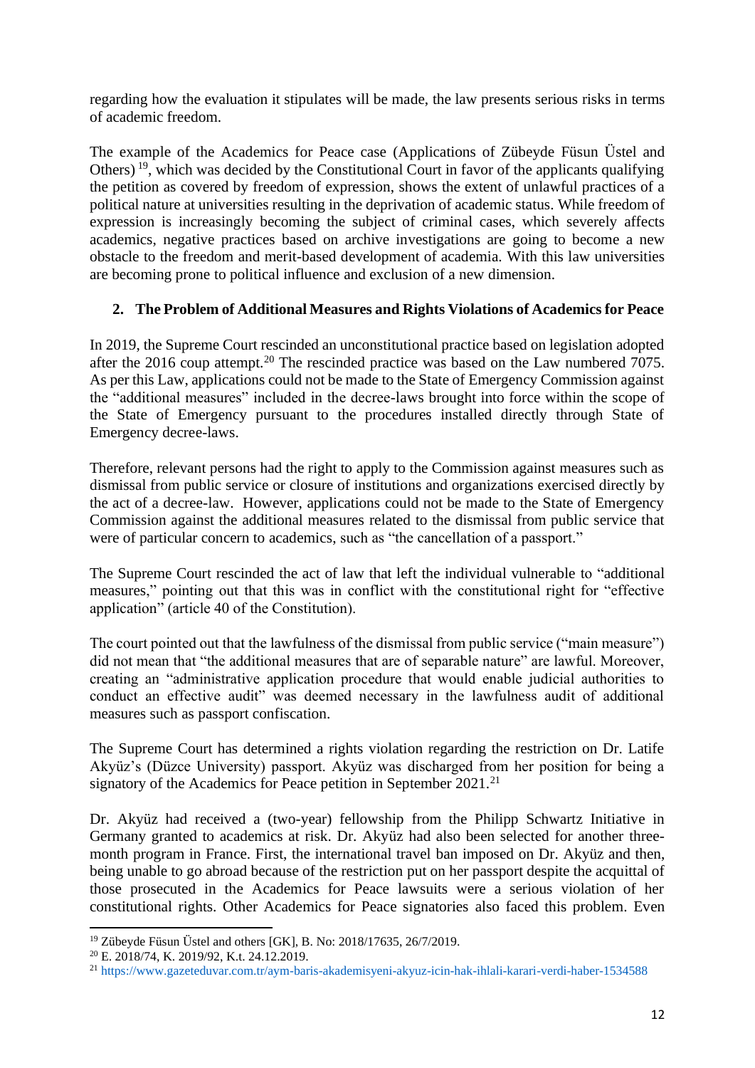regarding how the evaluation it stipulates will be made, the law presents serious risks in terms of academic freedom.

The example of the Academics for Peace case (Applications of Zübeyde Füsun Üstel and Others) [19], which was decided by the Constitutional Court in favor of the applicants qualifying the petition as covered by freedom of expression, shows the extent of unlawful practices of a political nature at universities resulting in the deprivation of academic status. While freedom of expression is increasingly becoming the subject of criminal cases, which severely affects academics, negative practices based on archive investigations are going to become a new obstacle to the freedom and merit-based development of academia. With this law universities are becoming prone to political influence and exclusion of a new dimension.

## 2. The Problem of Additional Measures and Rights Violations of Academics for Peace

In 2019, the Supreme Court rescinded an unconstitutional practice based on legislation adopted after the 2016 coup attempt.[20] The rescinded practice was based on the Law numbered 7075. As per this Law, applications could not be made to the State of Emergency Commission against the "additional measures" included in the decree-laws brought into force within the scope of the State of Emergency pursuant to the procedures installed directly through State of Emergency decree-laws.

Therefore, relevant persons had the right to apply to the Commission against measures such as dismissal from public service or closure of institutions and organizations exercised directly by the act of a decree-law. However, applications could not be made to the State of Emergency Commission against the additional measures related to the dismissal from public service that were of particular concern to academics, such as "the cancellation of a passport."

The Supreme Court rescinded the act of law that left the individual vulnerable to "additional measures," pointing out that this was in conflict with the constitutional right for "effective application" (article 40 of the Constitution).

The court pointed out that the lawfulness of the dismissal from public service ("main measure") did not mean that "the additional measures that are of separable nature" are lawful. Moreover, creating an "administrative application procedure that would enable judicial authorities to conduct an effective audit" was deemed necessary in the lawfulness audit of additional measures such as passport confiscation.

The Supreme Court has determined a rights violation regarding the restriction on Dr. Latife Akyüz's (Düzce University) passport. Akyüz was discharged from her position for being a signatory of the Academics for Peace petition in September 2021.[21]

Dr. Akyüz had received a (two-year) fellowship from the Philipp Schwartz Initiative in Germany granted to academics at risk. Dr. Akyüz had also been selected for another three-month program in France. First, the international travel ban imposed on Dr. Akyüz and then, being unable to go abroad because of the restriction put on her passport despite the acquittal of those prosecuted in the Academics for Peace lawsuits were a serious violation of her constitutional rights. Other Academics for Peace signatories also faced this problem. Even

---

[19] Zübeyde Füsun Üstel and others [GK], B. No: 2018/17635, 26/7/2019.

[20] E. 2018/74, K. 2019/92, K.t. 24.12.2019.

[21] https://www.gazeteduvar.com.tr/aym-baris-akademisyeni-akyuz-icin-hak-ihlali-karari-verdi-haber-1534588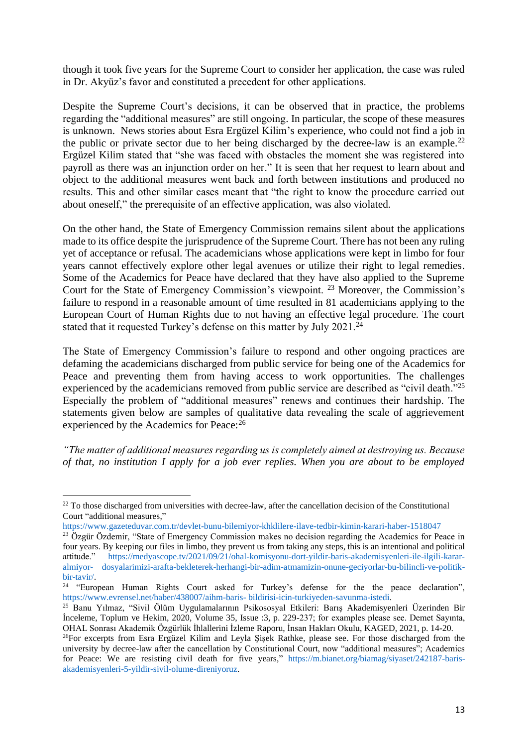though it took five years for the Supreme Court to consider her application, the case was ruled in Dr. Akyüz's favor and constituted a precedent for other applications.

Despite the Supreme Court's decisions, it can be observed that in practice, the problems regarding the "additional measures" are still ongoing. In particular, the scope of these measures is unknown. News stories about Esra Ergüzel Kilim's experience, who could not find a job in the public or private sector due to her being discharged by the decree-law is an example.[22] Ergüzel Kilim stated that "she was faced with obstacles the moment she was registered into payroll as there was an injunction order on her." It is seen that her request to learn about and object to the additional measures went back and forth between institutions and produced no results. This and other similar cases meant that "the right to know the procedure carried out about oneself," the prerequisite of an effective application, was also violated.

On the other hand, the State of Emergency Commission remains silent about the applications made to its office despite the jurisprudence of the Supreme Court. There has not been any ruling yet of acceptance or refusal. The academicians whose applications were kept in limbo for four years cannot effectively explore other legal avenues or utilize their right to legal remedies. Some of the Academics for Peace have declared that they have also applied to the Supreme Court for the State of Emergency Commission's viewpoint. [23] Moreover, the Commission's failure to respond in a reasonable amount of time resulted in 81 academicians applying to the European Court of Human Rights due to not having an effective legal procedure. The court stated that it requested Turkey's defense on this matter by July 2021.[24]

The State of Emergency Commission's failure to respond and other ongoing practices are defaming the academicians discharged from public service for being one of the Academics for Peace and preventing them from having access to work opportunities. The challenges experienced by the academicians removed from public service are described as "civil death."[25] Especially the problem of "additional measures" renews and continues their hardship. The statements given below are samples of qualitative data revealing the scale of aggrievement experienced by the Academics for Peace:[26]

*"The matter of additional measures regarding us is completely aimed at destroying us. Because of that, no institution I apply for a job ever replies. When you are about to be employed*

---

[22] To those discharged from universities with decree-law, after the cancellation decision of the Constitutional Court "additional measures," https://www.gazeteduvar.com.tr/devlet-bunu-bilemiyor-khklilere-ilave-tedbir-kimin-karari-haber-1518047

[23] Özgür Özdemir, "State of Emergency Commission makes no decision regarding the Academics for Peace in four years. By keeping our files in limbo, they prevent us from taking any steps, this is an intentional and political attitude." https://medyascope.tv/2021/09/21/ohal-komisyonu-dort-yildir-baris-akademisyenleri-ile-ilgili-karar-almiyor- dosyalarimizi-arafta-bekleterek-herhangi-bir-adim-atmamizin-onune-geciyorlar-bu-bilincli-ve-politik-bir-tavir/.

[24] "European Human Rights Court asked for Turkey's defense for the the peace declaration", https://www.evrensel.net/haber/438007/aihm-baris- bildirisi-icin-turkiyeden-savunma-istedi.

[25] Banu Yılmaz, "Sivil Ölüm Uygulamalarının Psikososyal Etkileri: Barış Akademisyenleri Üzerinden Bir İnceleme, Toplum ve Hekim, 2020, Volume 35, Issue :3, p. 229-237; for examples please see. Demet Sayınta, OHAL Sonrası Akademik Özgürlük İhlallerini İzleme Raporu, İnsan Hakları Okulu, KAGED, 2021, p. 14-20.

[26] For excerpts from Esra Ergüzel Kilim and Leyla Şişek Rathke, please see. For those discharged from the university by decree-law after the cancellation by Constitutional Court, now "additional measures"; Academics for Peace: We are resisting civil death for five years," https://m.bianet.org/biamag/siyaset/242187-baris-akademisyenleri-5-yildir-sivil-olume-direniyoruz.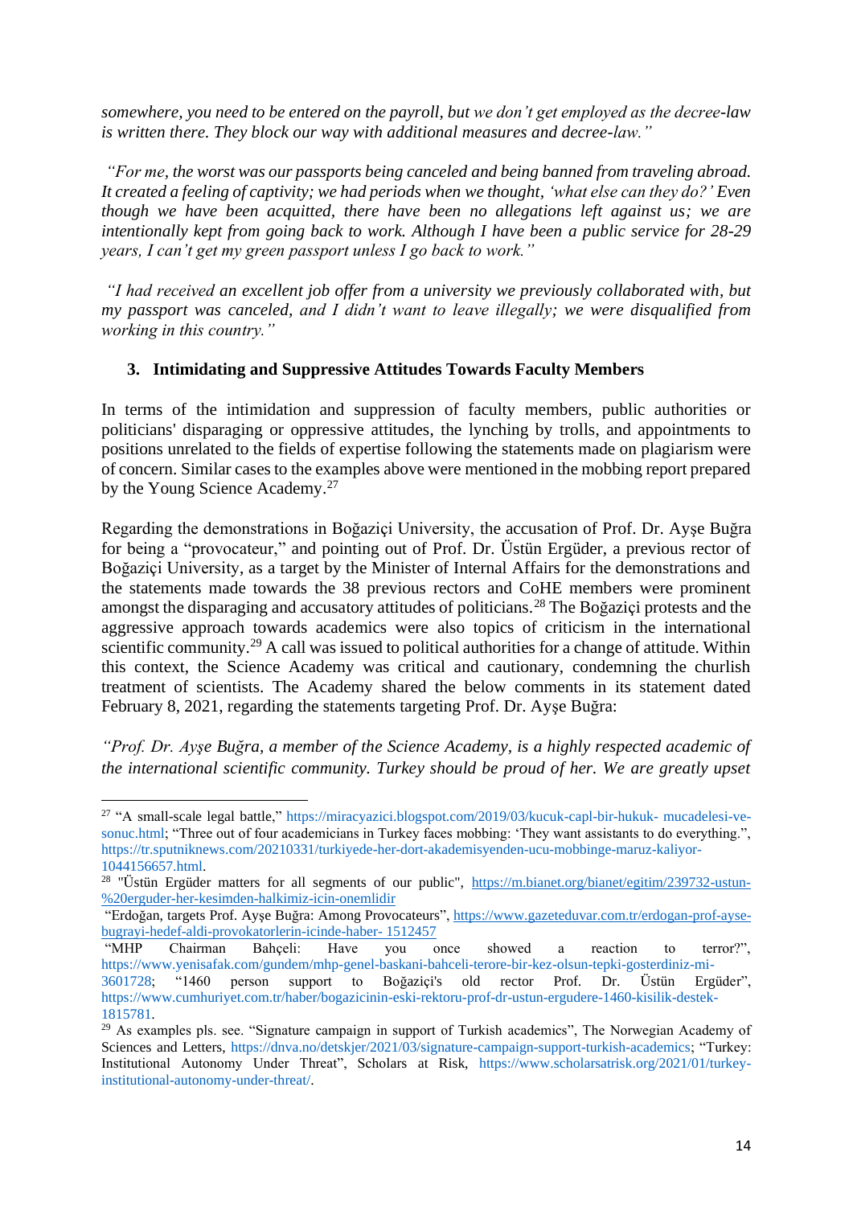*somewhere, you need to be entered on the payroll, but we don't get employed as the decree-law is written there. They block our way with additional measures and decree-law."*

*"For me, the worst was our passports being canceled and being banned from traveling abroad. It created a feeling of captivity; we had periods when we thought, 'what else can they do?' Even though we have been acquitted, there have been no allegations left against us; we are intentionally kept from going back to work. Although I have been a public service for 28-29 years, I can't get my green passport unless I go back to work."*

*"I had received an excellent job offer from a university we previously collaborated with, but my passport was canceled, and I didn't want to leave illegally; we were disqualified from working in this country."*

### 3. Intimidating and Suppressive Attitudes Towards Faculty Members

In terms of the intimidation and suppression of faculty members, public authorities or politicians' disparaging or oppressive attitudes, the lynching by trolls, and appointments to positions unrelated to the fields of expertise following the statements made on plagiarism were of concern. Similar cases to the examples above were mentioned in the mobbing report prepared by the Young Science Academy.[27]

Regarding the demonstrations in Boğaziçi University, the accusation of Prof. Dr. Ayşe Buğra for being a "provocateur," and pointing out of Prof. Dr. Üstün Ergüder, a previous rector of Boğaziçi University, as a target by the Minister of Internal Affairs for the demonstrations and the statements made towards the 38 previous rectors and CoHE members were prominent amongst the disparaging and accusatory attitudes of politicians.[28] The Boğaziçi protests and the aggressive approach towards academics were also topics of criticism in the international scientific community.[29] A call was issued to political authorities for a change of attitude. Within this context, the Science Academy was critical and cautionary, condemning the churlish treatment of scientists. The Academy shared the below comments in its statement dated February 8, 2021, regarding the statements targeting Prof. Dr. Ayşe Buğra:

*"Prof. Dr. Ayşe Buğra, a member of the Science Academy, is a highly respected academic of the international scientific community. Turkey should be proud of her. We are greatly upset*

---

[27] "A small-scale legal battle," https://miracyazici.blogspot.com/2019/03/kucuk-capl-bir-hukuk- mucadelesi-ve-sonuc.html; "Three out of four academicians in Turkey faces mobbing: 'They want assistants to do everything.", https://tr.sputniknews.com/20210331/turkiyede-her-dort-akademisyenden-ucu-mobbinge-maruz-kaliyor-1044156657.html.

[28] "Üstün Ergüder matters for all segments of our public", https://m.bianet.org/bianet/egitim/239732-ustun-%20erguder-her-kesimden-halkimiz-icin-onemlidir

"Erdoğan, targets Prof. Ayşe Buğra: Among Provocateurs", https://www.gazeteduvar.com.tr/erdogan-prof-ayse-bugrayi-hedef-aldi-provokatorlerin-icinde-haber- 1512457

"MHP Chairman Bahçeli: Have you once showed a reaction to terror?", https://www.yenisafak.com/gundem/mhp-genel-baskani-bahceli-terore-bir-kez-olsun-tepki-gosterdiniz-mi-3601728; "1460 person support to Boğaziçi's old rector Prof. Dr. Üstün Ergüder", https://www.cumhuriyet.com.tr/haber/bogazicinin-eski-rektoru-prof-dr-ustun-ergudere-1460-kisilik-destek-1815781.

[29] As examples pls. see. "Signature campaign in support of Turkish academics", The Norwegian Academy of Sciences and Letters, https://dnva.no/detskjer/2021/03/signature-campaign-support-turkish-academics; "Turkey: Institutional Autonomy Under Threat", Scholars at Risk, https://www.scholarsatrisk.org/2021/01/turkey-institutional-autonomy-under-threat/.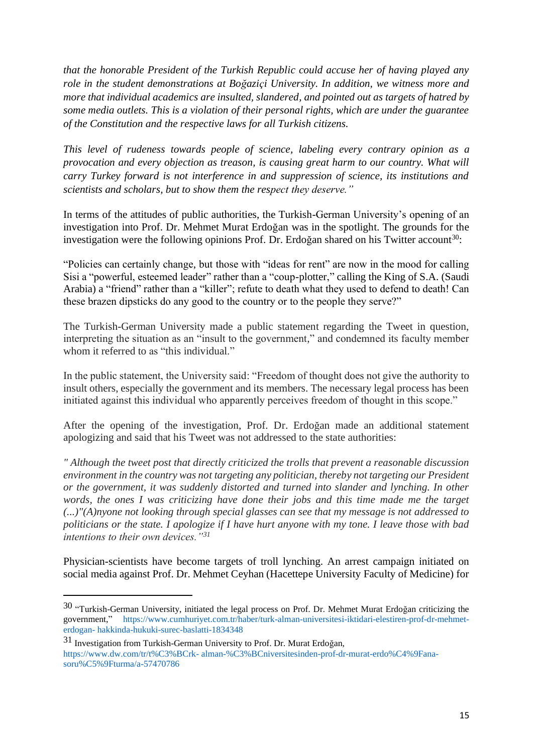*that the honorable President of the Turkish Republic could accuse her of having played any role in the student demonstrations at Boğaziçi University. In addition, we witness more and more that individual academics are insulted, slandered, and pointed out as targets of hatred by some media outlets. This is a violation of their personal rights, which are under the guarantee of the Constitution and the respective laws for all Turkish citizens.*

*This level of rudeness towards people of science, labeling every contrary opinion as a provocation and every objection as treason, is causing great harm to our country. What will carry Turkey forward is not interference in and suppression of science, its institutions and scientists and scholars, but to show them the respect they deserve."*

In terms of the attitudes of public authorities, the Turkish-German University's opening of an investigation into Prof. Dr. Mehmet Murat Erdoğan was in the spotlight. The grounds for the investigation were the following opinions Prof. Dr. Erdoğan shared on his Twitter account[30]:

"Policies can certainly change, but those with "ideas for rent" are now in the mood for calling Sisi a "powerful, esteemed leader" rather than a "coup-plotter," calling the King of S.A. (Saudi Arabia) a "friend" rather than a "killer"; refute to death what they used to defend to death! Can these brazen dipsticks do any good to the country or to the people they serve?"

The Turkish-German University made a public statement regarding the Tweet in question, interpreting the situation as an "insult to the government," and condemned its faculty member whom it referred to as "this individual."

In the public statement, the University said: "Freedom of thought does not give the authority to insult others, especially the government and its members. The necessary legal process has been initiated against this individual who apparently perceives freedom of thought in this scope."

After the opening of the investigation, Prof. Dr. Erdoğan made an additional statement apologizing and said that his Tweet was not addressed to the state authorities:

*" Although the tweet post that directly criticized the trolls that prevent a reasonable discussion environment in the country was not targeting any politician, thereby not targeting our President or the government, it was suddenly distorted and turned into slander and lynching. In other words, the ones I was criticizing have done their jobs and this time made me the target (...)"(A)nyone not looking through special glasses can see that my message is not addressed to politicians or the state. I apologize if I have hurt anyone with my tone. I leave those with bad intentions to their own devices."*[31]

Physician-scientists have become targets of troll lynching. An arrest campaign initiated on social media against Prof. Dr. Mehmet Ceyhan (Hacettepe University Faculty of Medicine) for

---

[30] "Turkish-German University, initiated the legal process on Prof. Dr. Mehmet Murat Erdoğan criticizing the government," https://www.cumhuriyet.com.tr/haber/turk-alman-universitesi-iktidari-elestiren-prof-dr-mehmet-erdogan- hakkinda-hukuki-surec-baslatti-1834348

[31] Investigation from Turkish-German University to Prof. Dr. Murat Erdoğan, https://www.dw.com/tr/t%C3%BCrk- alman-%C3%BCniversitesinden-prof-dr-murat-erdo%C4%9Fana-soru%C5%9Fturma/a-57470786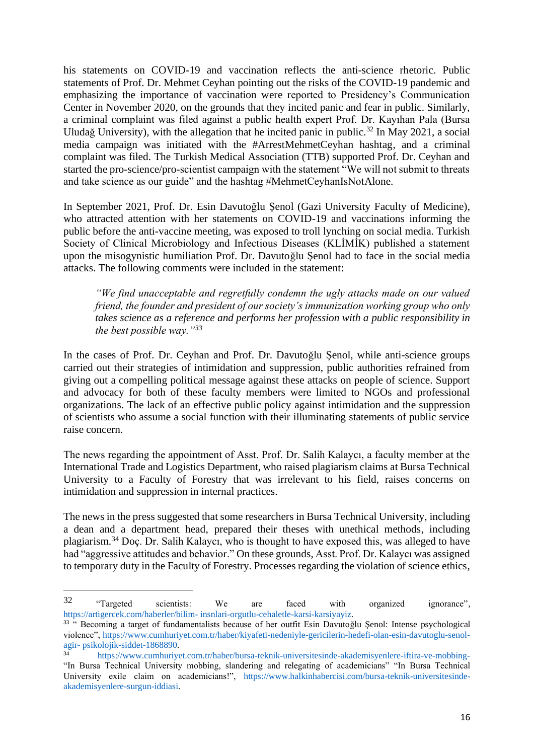his statements on COVID-19 and vaccination reflects the anti-science rhetoric. Public statements of Prof. Dr. Mehmet Ceyhan pointing out the risks of the COVID-19 pandemic and emphasizing the importance of vaccination were reported to Presidency's Communication Center in November 2020, on the grounds that they incited panic and fear in public. Similarly, a criminal complaint was filed against a public health expert Prof. Dr. Kayıhan Pala (Bursa Uludağ University), with the allegation that he incited panic in public.[32] In May 2021, a social media campaign was initiated with the #ArrestMehmetCeyhan hashtag, and a criminal complaint was filed. The Turkish Medical Association (TTB) supported Prof. Dr. Ceyhan and started the pro-science/pro-scientist campaign with the statement "We will not submit to threats and take science as our guide" and the hashtag #MehmetCeyhanIsNotAlone.

In September 2021, Prof. Dr. Esin Davutoğlu Şenol (Gazi University Faculty of Medicine), who attracted attention with her statements on COVID-19 and vaccinations informing the public before the anti-vaccine meeting, was exposed to troll lynching on social media. Turkish Society of Clinical Microbiology and Infectious Diseases (KLİMİK) published a statement upon the misogynistic humiliation Prof. Dr. Davutoğlu Şenol had to face in the social media attacks. The following comments were included in the statement:

> *"We find unacceptable and regretfully condemn the ugly attacks made on our valued friend, the founder and president of our society's immunization working group who only takes science as a reference and performs her profession with a public responsibility in the best possible way."*[33]

In the cases of Prof. Dr. Ceyhan and Prof. Dr. Davutoğlu Şenol, while anti-science groups carried out their strategies of intimidation and suppression, public authorities refrained from giving out a compelling political message against these attacks on people of science. Support and advocacy for both of these faculty members were limited to NGOs and professional organizations. The lack of an effective public policy against intimidation and the suppression of scientists who assume a social function with their illuminating statements of public service raise concern.

The news regarding the appointment of Asst. Prof. Dr. Salih Kalaycı, a faculty member at the International Trade and Logistics Department, who raised plagiarism claims at Bursa Technical University to a Faculty of Forestry that was irrelevant to his field, raises concerns on intimidation and suppression in internal practices.

The news in the press suggested that some researchers in Bursa Technical University, including a dean and a department head, prepared their theses with unethical methods, including plagiarism.[34] Doç. Dr. Salih Kalaycı, who is thought to have exposed this, was alleged to have had "aggressive attitudes and behavior." On these grounds, Asst. Prof. Dr. Kalaycı was assigned to temporary duty in the Faculty of Forestry. Processes regarding the violation of science ethics,

---

32 "Targeted scientists: We are faced with organized ignorance", https://artigercek.com/haberler/bilim- insnlari-orgutlu-cehaletle-karsi-karsiyayiz.

33 " Becoming a target of fundamentalists because of her outfit Esin Davutoğlu Şenol: Intense psychological violence", https://www.cumhuriyet.com.tr/haber/kiyafeti-nedeniyle-gericilerin-hedefi-olan-esin-davutoglu-senol-agir- psikolojik-siddet-1868890.

34 https://www.cumhuriyet.com.tr/haber/bursa-teknik-universitesinde-akademisyenlere-iftira-ve-mobbing- "In Bursa Technical University mobbing, slandering and relegating of academicians" "In Bursa Technical University exile claim on academicians!", https://www.halkinhabercisi.com/bursa-teknik-universitesinde-akademisyenlere-surgun-iddiasi.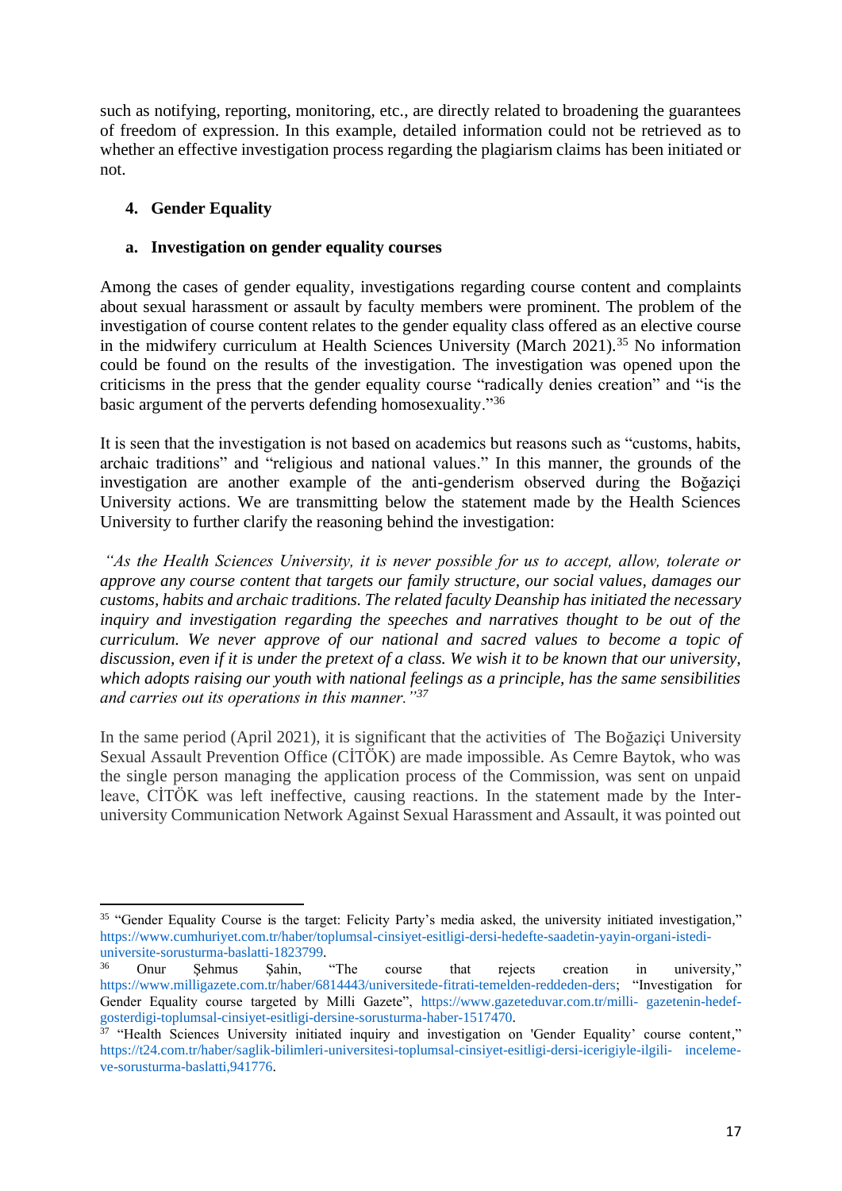such as notifying, reporting, monitoring, etc., are directly related to broadening the guarantees of freedom of expression. In this example, detailed information could not be retrieved as to whether an effective investigation process regarding the plagiarism claims has been initiated or not.

## 4. Gender Equality

### a. Investigation on gender equality courses

Among the cases of gender equality, investigations regarding course content and complaints about sexual harassment or assault by faculty members were prominent. The problem of the investigation of course content relates to the gender equality class offered as an elective course in the midwifery curriculum at Health Sciences University (March 2021).[35] No information could be found on the results of the investigation. The investigation was opened upon the criticisms in the press that the gender equality course "radically denies creation" and "is the basic argument of the perverts defending homosexuality."[36]

It is seen that the investigation is not based on academics but reasons such as "customs, habits, archaic traditions" and "religious and national values." In this manner, the grounds of the investigation are another example of the anti-genderism observed during the Boğaziçi University actions. We are transmitting below the statement made by the Health Sciences University to further clarify the reasoning behind the investigation:

*"As the Health Sciences University, it is never possible for us to accept, allow, tolerate or approve any course content that targets our family structure, our social values, damages our customs, habits and archaic traditions. The related faculty Deanship has initiated the necessary inquiry and investigation regarding the speeches and narratives thought to be out of the curriculum. We never approve of our national and sacred values to become a topic of discussion, even if it is under the pretext of a class. We wish it to be known that our university, which adopts raising our youth with national feelings as a principle, has the same sensibilities and carries out its operations in this manner."*[37]

In the same period (April 2021), it is significant that the activities of The Boğaziçi University Sexual Assault Prevention Office (CİTÖK) are made impossible. As Cemre Baytok, who was the single person managing the application process of the Commission, was sent on unpaid leave, CİTÖK was left ineffective, causing reactions. In the statement made by the Inter-university Communication Network Against Sexual Harassment and Assault, it was pointed out

---

[35] "Gender Equality Course is the target: Felicity Party's media asked, the university initiated investigation," https://www.cumhuriyet.com.tr/haber/toplumsal-cinsiyet-esitligi-dersi-hedefte-saadetin-yayin-organi-istedi-universite-sorusturma-baslatti-1823799.

[36] Onur Şehmus Şahin, "The course that rejects creation in university," https://www.milligazete.com.tr/haber/6814443/universitede-fitrati-temelden-reddeden-ders; "Investigation for Gender Equality course targeted by Milli Gazete", https://www.gazeteduvar.com.tr/milli- gazetenin-hedef-gosterdigi-toplumsal-cinsiyet-esitligi-dersine-sorusturma-haber-1517470.

[37] "Health Sciences University initiated inquiry and investigation on 'Gender Equality' course content," https://t24.com.tr/haber/saglik-bilimleri-universitesi-toplumsal-cinsiyet-esitligi-dersi-icerigiyle-ilgili- inceleme-ve-sorusturma-baslatti,941776.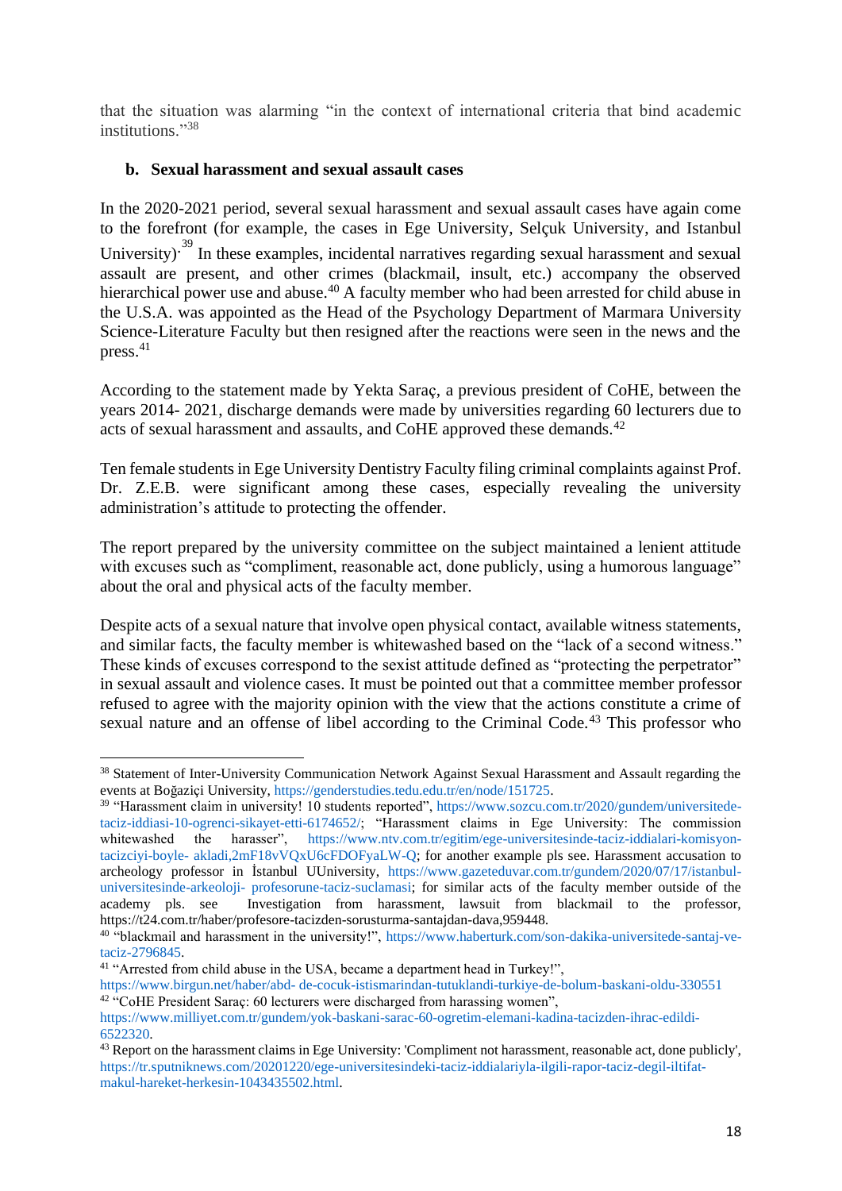that the situation was alarming "in the context of international criteria that bind academic institutions."[38]

**b. Sexual harassment and sexual assault cases**

In the 2020-2021 period, several sexual harassment and sexual assault cases have again come to the forefront (for example, the cases in Ege University, Selçuk University, and Istanbul University).[39] In these examples, incidental narratives regarding sexual harassment and sexual assault are present, and other crimes (blackmail, insult, etc.) accompany the observed hierarchical power use and abuse.[40] A faculty member who had been arrested for child abuse in the U.S.A. was appointed as the Head of the Psychology Department of Marmara University Science-Literature Faculty but then resigned after the reactions were seen in the news and the press.[41]

According to the statement made by Yekta Saraç, a previous president of CoHE, between the years 2014- 2021, discharge demands were made by universities regarding 60 lecturers due to acts of sexual harassment and assaults, and CoHE approved these demands.[42]

Ten female students in Ege University Dentistry Faculty filing criminal complaints against Prof. Dr. Z.E.B. were significant among these cases, especially revealing the university administration's attitude to protecting the offender.

The report prepared by the university committee on the subject maintained a lenient attitude with excuses such as "compliment, reasonable act, done publicly, using a humorous language" about the oral and physical acts of the faculty member.

Despite acts of a sexual nature that involve open physical contact, available witness statements, and similar facts, the faculty member is whitewashed based on the "lack of a second witness." These kinds of excuses correspond to the sexist attitude defined as "protecting the perpetrator" in sexual assault and violence cases. It must be pointed out that a committee member professor refused to agree with the majority opinion with the view that the actions constitute a crime of sexual nature and an offense of libel according to the Criminal Code.[43] This professor who

---

[38] Statement of Inter-University Communication Network Against Sexual Harassment and Assault regarding the events at Boğaziçi University, https://genderstudies.tedu.edu.tr/en/node/151725.

[39] "Harassment claim in university! 10 students reported", https://www.sozcu.com.tr/2020/gundem/universitede-taciz-iddiasi-10-ogrenci-sikayet-etti-6174652/; "Harassment claims in Ege University: The commission whitewashed the harasser", https://www.ntv.com.tr/egitim/ege-universitesinde-taciz-iddialari-komisyon-tacizciyi-boyle- akladi,2mF18vVQxU6cFDOFyaLW-Q; for another example pls see. Harassment accusation to archeology professor in İstanbul UUniversity, https://www.gazeteduvar.com.tr/gundem/2020/07/17/istanbul-universitesinde-arkeoloji- profesorune-taciz-suclamasi; for similar acts of the faculty member outside of the academy pls. see Investigation from harassment, lawsuit from blackmail to the professor, https://t24.com.tr/haber/profesore-tacizden-sorusturma-santajdan-dava,959448.

[40] "blackmail and harassment in the university!", https://www.haberturk.com/son-dakika-universitede-santaj-ve-taciz-2796845.

[41] "Arrested from child abuse in the USA, became a department head in Turkey!", https://www.birgun.net/haber/abd- de-cocuk-istismarindan-tutuklandi-turkiye-de-bolum-baskani-oldu-330551

[42] "CoHE President Saraç: 60 lecturers were discharged from harassing women", https://www.milliyet.com.tr/gundem/yok-baskani-sarac-60-ogretim-elemani-kadina-tacizden-ihrac-edildi-6522320.

[43] Report on the harassment claims in Ege University: 'Compliment not harassment, reasonable act, done publicly', https://tr.sputniknews.com/20201220/ege-universitesindeki-taciz-iddialariyla-ilgili-rapor-taciz-degil-iltifat-makul-hareket-herkesin-1043435502.html.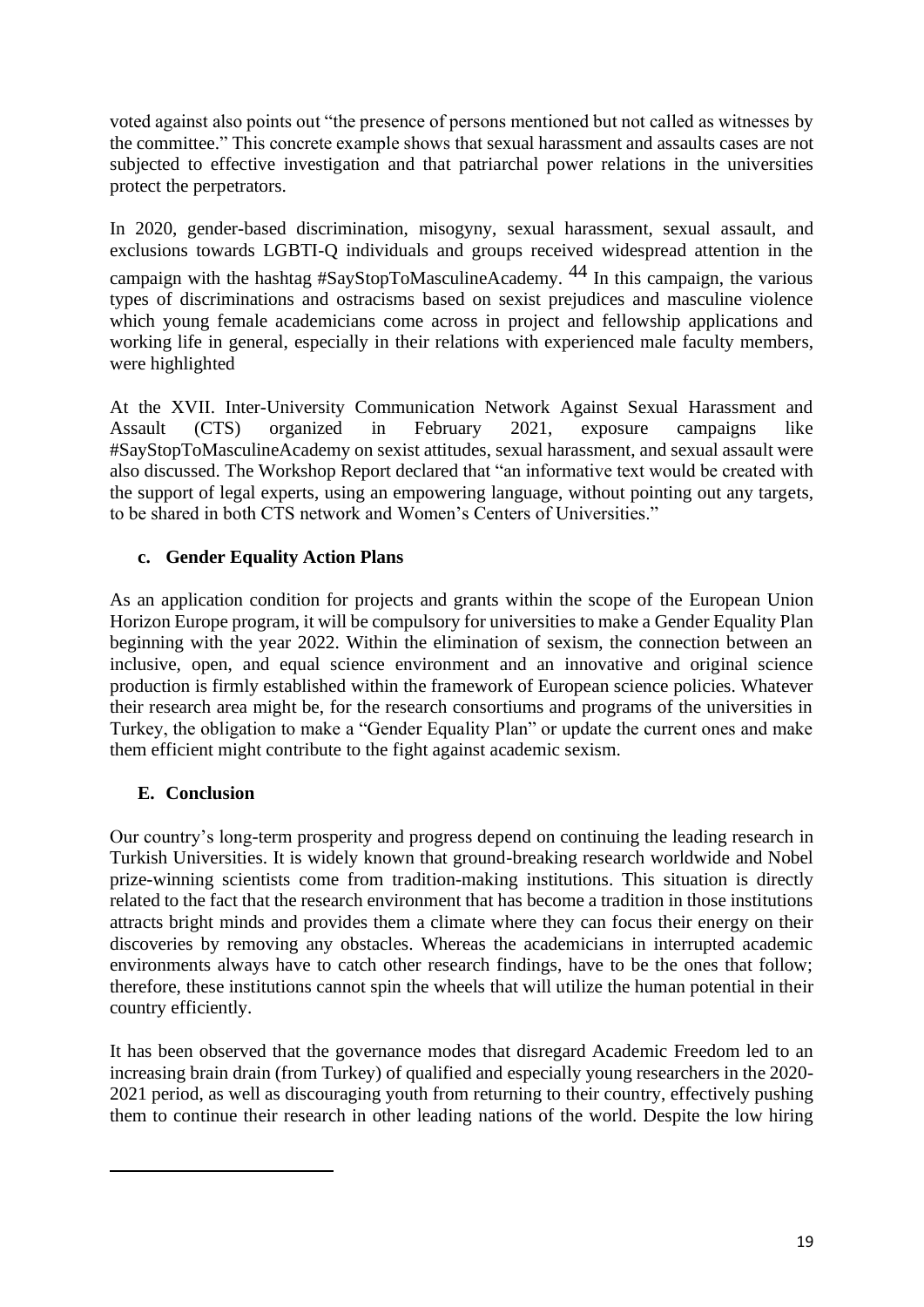voted against also points out "the presence of persons mentioned but not called as witnesses by the committee." This concrete example shows that sexual harassment and assaults cases are not subjected to effective investigation and that patriarchal power relations in the universities protect the perpetrators.

In 2020, gender-based discrimination, misogyny, sexual harassment, sexual assault, and exclusions towards LGBTI-Q individuals and groups received widespread attention in the campaign with the hashtag #SayStopToMasculineAcademy. [44] In this campaign, the various types of discriminations and ostracisms based on sexist prejudices and masculine violence which young female academicians come across in project and fellowship applications and working life in general, especially in their relations with experienced male faculty members, were highlighted

At the XVII. Inter-University Communication Network Against Sexual Harassment and Assault (CTS) organized in February 2021, exposure campaigns like #SayStopToMasculineAcademy on sexist attitudes, sexual harassment, and sexual assault were also discussed. The Workshop Report declared that "an informative text would be created with the support of legal experts, using an empowering language, without pointing out any targets, to be shared in both CTS network and Women's Centers of Universities."

### c. Gender Equality Action Plans

As an application condition for projects and grants within the scope of the European Union Horizon Europe program, it will be compulsory for universities to make a Gender Equality Plan beginning with the year 2022. Within the elimination of sexism, the connection between an inclusive, open, and equal science environment and an innovative and original science production is firmly established within the framework of European science policies. Whatever their research area might be, for the research consortiums and programs of the universities in Turkey, the obligation to make a "Gender Equality Plan" or update the current ones and make them efficient might contribute to the fight against academic sexism.

## E. Conclusion

Our country's long-term prosperity and progress depend on continuing the leading research in Turkish Universities. It is widely known that ground-breaking research worldwide and Nobel prize-winning scientists come from tradition-making institutions. This situation is directly related to the fact that the research environment that has become a tradition in those institutions attracts bright minds and provides them a climate where they can focus their energy on their discoveries by removing any obstacles. Whereas the academicians in interrupted academic environments always have to catch other research findings, have to be the ones that follow; therefore, these institutions cannot spin the wheels that will utilize the human potential in their country efficiently.

It has been observed that the governance modes that disregard Academic Freedom led to an increasing brain drain (from Turkey) of qualified and especially young researchers in the 2020-2021 period, as well as discouraging youth from returning to their country, effectively pushing them to continue their research in other leading nations of the world. Despite the low hiring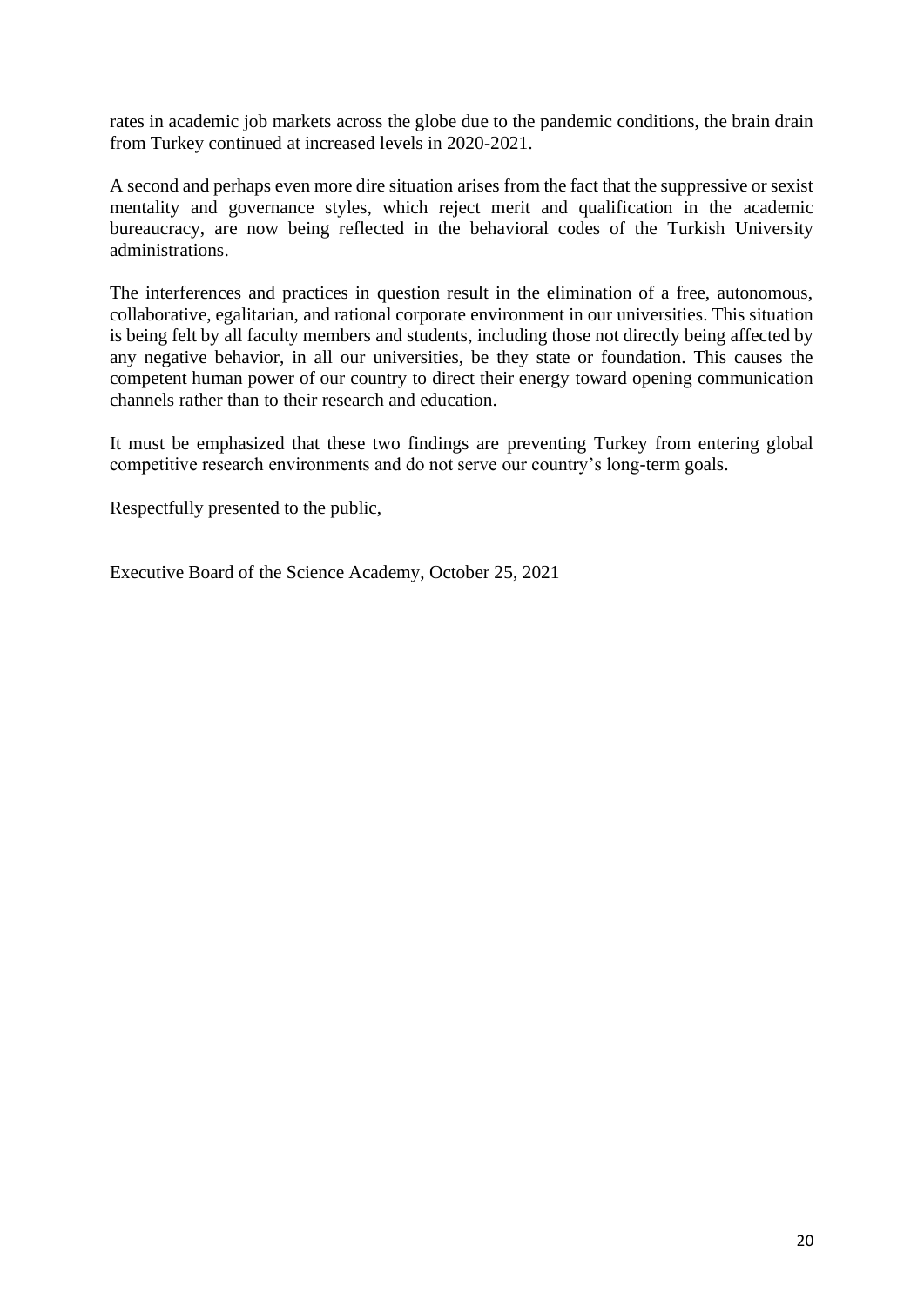rates in academic job markets across the globe due to the pandemic conditions, the brain drain from Turkey continued at increased levels in 2020-2021.

A second and perhaps even more dire situation arises from the fact that the suppressive or sexist mentality and governance styles, which reject merit and qualification in the academic bureaucracy, are now being reflected in the behavioral codes of the Turkish University administrations.

The interferences and practices in question result in the elimination of a free, autonomous, collaborative, egalitarian, and rational corporate environment in our universities. This situation is being felt by all faculty members and students, including those not directly being affected by any negative behavior, in all our universities, be they state or foundation. This causes the competent human power of our country to direct their energy toward opening communication channels rather than to their research and education.

It must be emphasized that these two findings are preventing Turkey from entering global competitive research environments and do not serve our country's long-term goals.

Respectfully presented to the public,

Executive Board of the Science Academy, October 25, 2021